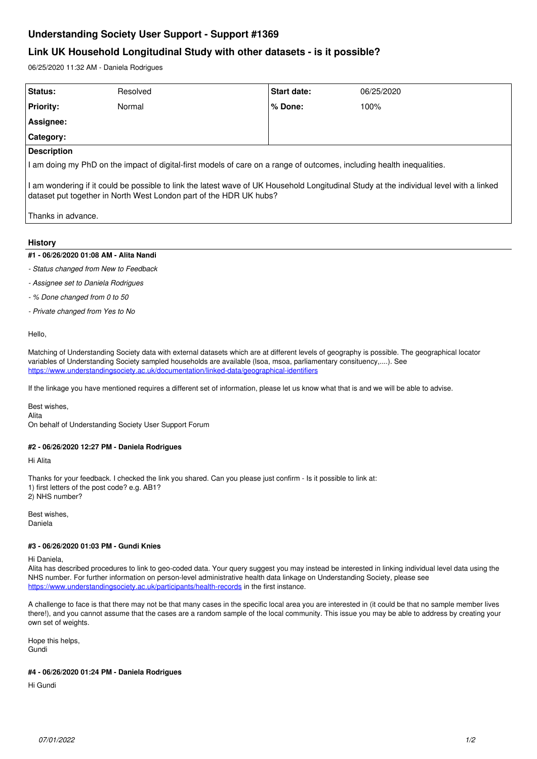# Understanding Society User Support - Support #1369

## Link UK Household Longitudinal Study with other datasets - is it possible?

06/25/2020 11:32 AM - Daniela Rodrigues

| Status: | Resolved | Start date: | 06/25/2020 |
|---|---|---|---|
| Priority: | Normal | % Done: | 100% |
| Assignee: | | | |
| Category: | | | |

**Description**

I am doing my PhD on the impact of digital-first models of care on a range of outcomes, including health inequalities.

I am wondering if it could be possible to link the latest wave of UK Household Longitudinal Study at the individual level with a linked dataset put together in North West London part of the HDR UK hubs?

Thanks in advance.

### History

#### #1 - 06/26/2020 01:08 AM - Alita Nandi

- *Status changed from New to Feedback*
- *Assignee set to Daniela Rodrigues*
- *% Done changed from 0 to 50*
- *Private changed from Yes to No*

Hello,

Matching of Understanding Society data with external datasets which are at different levels of geography is possible. The geographical locator variables of Understanding Society sampled households are available (lsoa, msoa, parliamentary consituency,....). See https://www.understandingsociety.ac.uk/documentation/linked-data/geographical-identifiers

If the linkage you have mentioned requires a different set of information, please let us know what that is and we will be able to advise.

Best wishes,
Alita
On behalf of Understanding Society User Support Forum

#### #2 - 06/26/2020 12:27 PM - Daniela Rodrigues

Hi Alita

Thanks for your feedback. I checked the link you shared. Can you please just confirm - Is it possible to link at:
1) first letters of the post code? e.g. AB1?
2) NHS number?

Best wishes,
Daniela

#### #3 - 06/26/2020 01:03 PM - Gundi Knies

Hi Daniela,
Alita has described procedures to link to geo-coded data. Your query suggest you may instead be interested in linking individual level data using the NHS number. For further information on person-level administrative health data linkage on Understanding Society, please see https://www.understandingsociety.ac.uk/participants/health-records in the first instance.

A challenge to face is that there may not be that many cases in the specific local area you are interested in (it could be that no sample member lives there!), and you cannot assume that the cases are a random sample of the local community. This issue you may be able to address by creating your own set of weights.

Hope this helps,
Gundi

#### #4 - 06/26/2020 01:24 PM - Daniela Rodrigues

Hi Gundi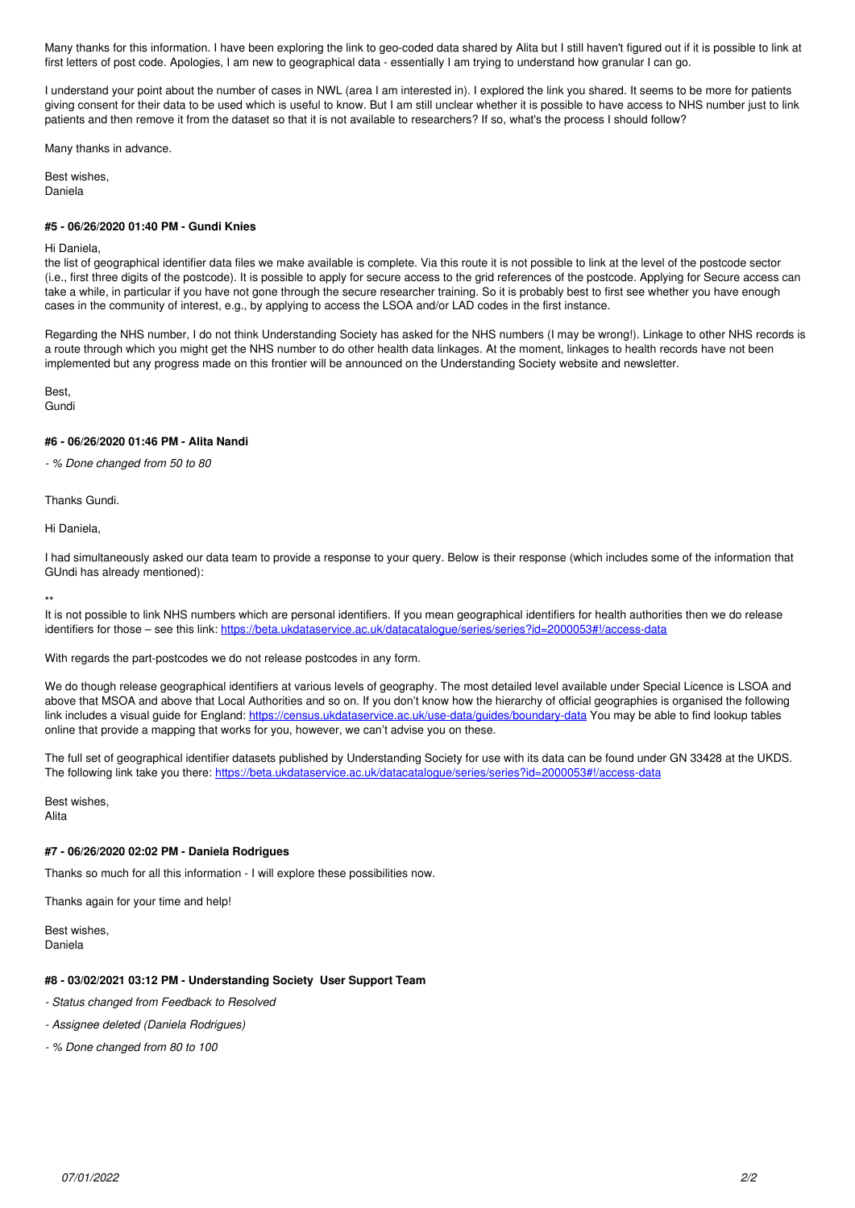Many thanks for this information. I have been exploring the link to geo-coded data shared by Alita but I still haven't figured out if it is possible to link at first letters of post code. Apologies, I am new to geographical data - essentially I am trying to understand how granular I can go.

I understand your point about the number of cases in NWL (area I am interested in). I explored the link you shared. It seems to be more for patients giving consent for their data to be used which is useful to know. But I am still unclear whether it is possible to have access to NHS number just to link patients and then remove it from the dataset so that it is not available to researchers? If so, what's the process I should follow?

Many thanks in advance.

Best wishes,
Daniela

#### #5 - 06/26/2020 01:40 PM - Gundi Knies

Hi Daniela,
the list of geographical identifier data files we make available is complete. Via this route it is not possible to link at the level of the postcode sector (i.e., first three digits of the postcode). It is possible to apply for secure access to the grid references of the postcode. Applying for Secure access can take a while, in particular if you have not gone through the secure researcher training. So it is probably best to first see whether you have enough cases in the community of interest, e.g., by applying to access the LSOA and/or LAD codes in the first instance.

Regarding the NHS number, I do not think Understanding Society has asked for the NHS numbers (I may be wrong!). Linkage to other NHS records is a route through which you might get the NHS number to do other health data linkages. At the moment, linkages to health records have not been implemented but any progress made on this frontier will be announced on the Understanding Society website and newsletter.

Best,
Gundi

#### #6 - 06/26/2020 01:46 PM - Alita Nandi

*- % Done changed from 50 to 80*

Thanks Gundi.

Hi Daniela,

I had simultaneously asked our data team to provide a response to your query. Below is their response (which includes some of the information that GUndi has already mentioned):

**
It is not possible to link NHS numbers which are personal identifiers. If you mean geographical identifiers for health authorities then we do release identifiers for those – see this link: https://beta.ukdataservice.ac.uk/datacatalogue/series/series?id=2000053#!/access-data

With regards the part-postcodes we do not release postcodes in any form.

We do though release geographical identifiers at various levels of geography. The most detailed level available under Special Licence is LSOA and above that MSOA and above that Local Authorities and so on. If you don't know how the hierarchy of official geographies is organised the following link includes a visual guide for England: https://census.ukdataservice.ac.uk/use-data/guides/boundary-data You may be able to find lookup tables online that provide a mapping that works for you, however, we can't advise you on these.

The full set of geographical identifier datasets published by Understanding Society for use with its data can be found under GN 33428 at the UKDS. The following link take you there: https://beta.ukdataservice.ac.uk/datacatalogue/series/series?id=2000053#!/access-data

Best wishes,
Alita

#### #7 - 06/26/2020 02:02 PM - Daniela Rodrigues

Thanks so much for all this information - I will explore these possibilities now.

Thanks again for your time and help!

Best wishes,
Daniela

#### #8 - 03/02/2021 03:12 PM - Understanding Society User Support Team

*- Status changed from Feedback to Resolved*

*- Assignee deleted (Daniela Rodrigues)*

*- % Done changed from 80 to 100*